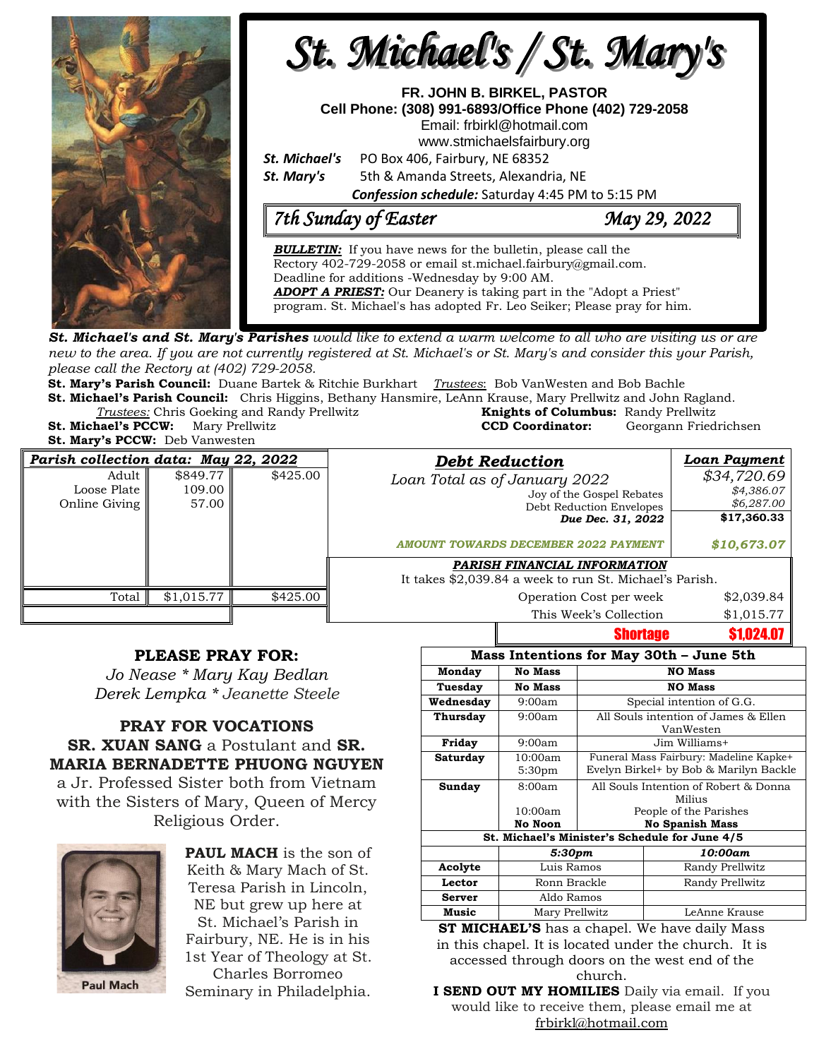# St. Michael's / St. Mary's

**FR. JOHN B. BIRKEL, PASTOR**
**Cell Phone: (308) 991-6893/Office Phone (402) 729-2058**
Email: frbirkl@hotmail.com
www.stmichaelsfairbury.org

***St. Michael's*** PO Box 406, Fairbury, NE 68352
***St. Mary's*** 5th & Amanda Streets, Alexandria, NE
***Confession schedule:*** Saturday 4:45 PM to 5:15 PM

## *7th Sunday of Easter* — *May 29, 2022*

***BULLETIN:*** If you have news for the bulletin, please call the Rectory 402-729-2058 or email st.michael.fairbury@gmail.com. Deadline for additions -Wednesday by 9:00 AM.
***ADOPT A PRIEST:*** Our Deanery is taking part in the "Adopt a Priest" program. St. Michael's has adopted Fr. Leo Seiker; Please pray for him.

***St. Michael's and St. Mary's Parishes*** *would like to extend a warm welcome to all who are visiting us or are new to the area. If you are not currently registered at St. Michael's or St. Mary's and consider this your Parish, please call the Rectory at (402) 729-2058.*

**St. Mary's Parish Council:** Duane Bartek & Ritchie Burkhart *Trustees*: Bob VanWesten and Bob Bachle
**St. Michael's Parish Council:** Chris Higgins, Bethany Hansmire, LeAnn Krause, Mary Prellwitz and John Ragland.
*Trustees:* Chris Goeking and Randy Prellwitz
**Knights of Columbus:** Randy Prellwitz
**St. Michael's PCCW:** Mary Prellwitz
**CCD Coordinator:** Georgann Friedrichsen
**St. Mary's PCCW:** Deb Vanwesten

| *Parish collection data: May 22, 2022* | | |
|---|---|---|
| Adult | $849.77 | $425.00 |
| Loose Plate | 109.00 | |
| Online Giving | 57.00 | |
| Total | $1,015.77 | $425.00 |

| *Debt Reduction* | *Loan Payment* |
|---|---|
| Loan Total as of January 2022 | $34,720.69 |
| Joy of the Gospel Rebates | $4,386.07 |
| Debt Reduction Envelopes | $6,287.00 |
| ***Due Dec. 31, 2022*** | **$17,360.33** |
| *AMOUNT TOWARDS DECEMBER 2022 PAYMENT* | *$10,673.07* |

***PARISH FINANCIAL INFORMATION***
It takes $2,039.84 a week to run St. Michael's Parish.

| | |
|---|---|
| Operation Cost per week | $2,039.84 |
| This Week's Collection | $1,015.77 |
| **Shortage** | **$1,024.07** |

### PLEASE PRAY FOR:
*Jo Nease * Mary Kay Bedlan*
*Derek Lempka * Jeanette Steele*

### PRAY FOR VOCATIONS
**SR. XUAN SANG** a Postulant and **SR. MARIA BERNADETTE PHUONG NGUYEN** a Jr. Professed Sister both from Vietnam with the Sisters of Mary, Queen of Mercy Religious Order.

Paul Mach

**PAUL MACH** is the son of Keith & Mary Mach of St. Teresa Parish in Lincoln, NE but grew up here at St. Michael's Parish in Fairbury, NE. He is in his 1st Year of Theology at St. Charles Borromeo Seminary in Philadelphia.

| **Mass Intentions for May 30th – June 5th** | | |
|---|---|---|
| **Monday** | **No Mass** | **NO Mass** |
| **Tuesday** | **No Mass** | **NO Mass** |
| **Wednesday** | 9:00am | Special intention of G.G. |
| **Thursday** | 9:00am | All Souls intention of James & Ellen VanWesten |
| **Friday** | 9:00am | Jim Williams+ |
| **Saturday** | 10:00am<br>5:30pm | Funeral Mass Fairbury: Madeline Kapke+<br>Evelyn Birkel+ by Bob & Marilyn Backle |
| **Sunday** | 8:00am<br>10:00am<br>**No Noon** | All Souls Intention of Robert & Donna Milius<br>People of the Parishes<br>**No Spanish Mass** |

| **St. Michael's Minister's Schedule for June 4/5** | | |
|---|---|---|
| | ***5:30pm*** | ***10:00am*** |
| **Acolyte** | Luis Ramos | Randy Prellwitz |
| **Lector** | Ronn Brackle | Randy Prellwitz |
| **Server** | Aldo Ramos | |
| **Music** | Mary Prellwitz | LeAnne Krause |

**ST MICHAEL'S** has a chapel. We have daily Mass in this chapel. It is located under the church. It is accessed through doors on the west end of the church.

**I SEND OUT MY HOMILIES** Daily via email. If you would like to receive them, please email me at frbirkl@hotmail.com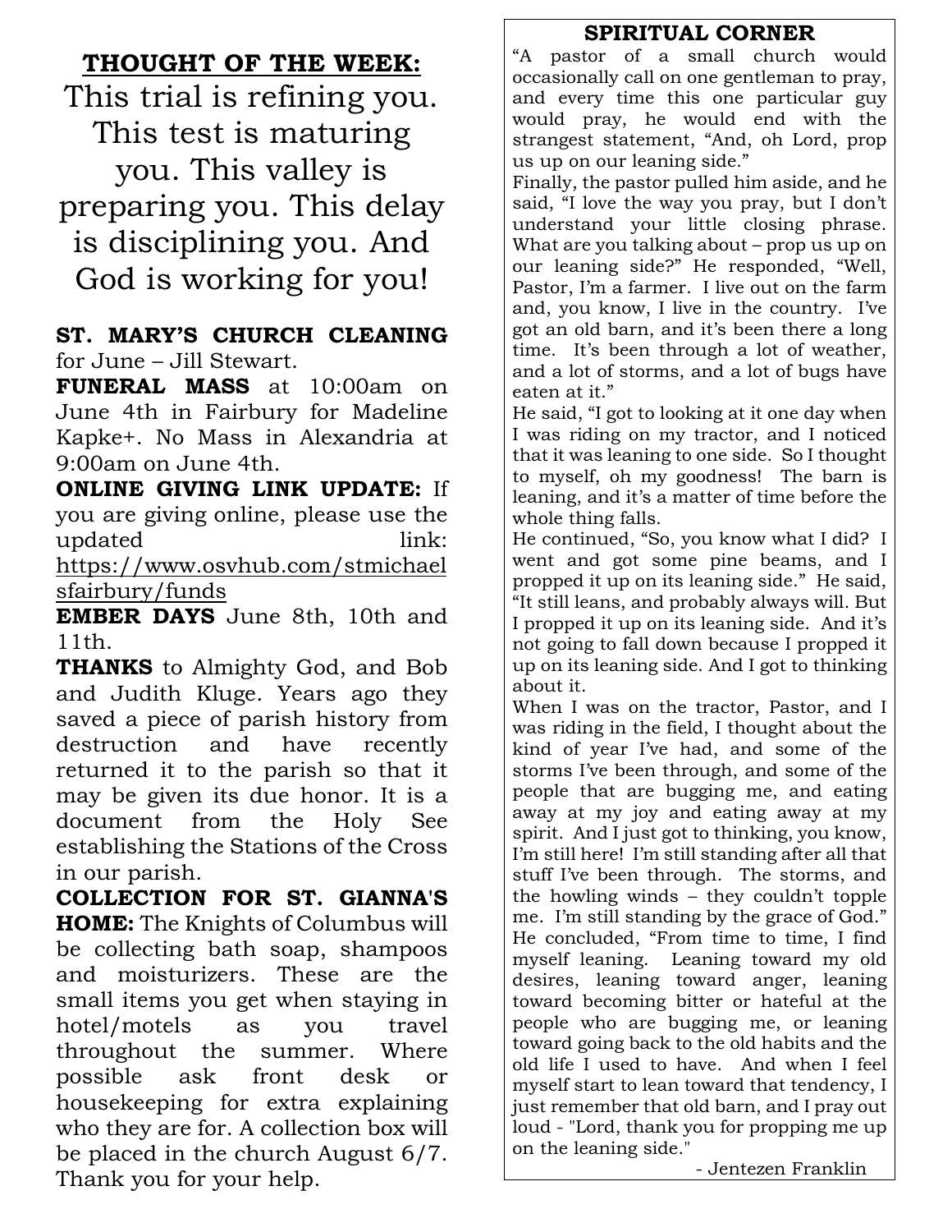## THOUGHT OF THE WEEK:

This trial is refining you. This test is maturing you. This valley is preparing you. This delay is disciplining you. And God is working for you!

**ST. MARY'S CHURCH CLEANING** for June – Jill Stewart.

**FUNERAL MASS** at 10:00am on June 4th in Fairbury for Madeline Kapke+. No Mass in Alexandria at 9:00am on June 4th.

**ONLINE GIVING LINK UPDATE:** If you are giving online, please use the updated link: https://www.osvhub.com/stmichaelsfairbury/funds

**EMBER DAYS** June 8th, 10th and 11th.

**THANKS** to Almighty God, and Bob and Judith Kluge. Years ago they saved a piece of parish history from destruction and have recently returned it to the parish so that it may be given its due honor. It is a document from the Holy See establishing the Stations of the Cross in our parish.

**COLLECTION FOR ST. GIANNA'S HOME:** The Knights of Columbus will be collecting bath soap, shampoos and moisturizers. These are the small items you get when staying in hotel/motels as you travel throughout the summer. Where possible ask front desk or housekeeping for extra explaining who they are for. A collection box will be placed in the church August 6/7. Thank you for your help.

## SPIRITUAL CORNER

"A pastor of a small church would occasionally call on one gentleman to pray, and every time this one particular guy would pray, he would end with the strangest statement, "And, oh Lord, prop us up on our leaning side."

Finally, the pastor pulled him aside, and he said, "I love the way you pray, but I don't understand your little closing phrase. What are you talking about – prop us up on our leaning side?" He responded, "Well, Pastor, I'm a farmer. I live out on the farm and, you know, I live in the country. I've got an old barn, and it's been there a long time. It's been through a lot of weather, and a lot of storms, and a lot of bugs have eaten at it."

He said, "I got to looking at it one day when I was riding on my tractor, and I noticed that it was leaning to one side. So I thought to myself, oh my goodness! The barn is leaning, and it's a matter of time before the whole thing falls.

He continued, "So, you know what I did? I went and got some pine beams, and I propped it up on its leaning side." He said, "It still leans, and probably always will. But I propped it up on its leaning side. And it's not going to fall down because I propped it up on its leaning side. And I got to thinking about it.

When I was on the tractor, Pastor, and I was riding in the field, I thought about the kind of year I've had, and some of the storms I've been through, and some of the people that are bugging me, and eating away at my joy and eating away at my spirit. And I just got to thinking, you know, I'm still here! I'm still standing after all that stuff I've been through. The storms, and the howling winds – they couldn't topple me. I'm still standing by the grace of God."

He concluded, "From time to time, I find myself leaning. Leaning toward my old desires, leaning toward anger, leaning toward becoming bitter or hateful at the people who are bugging me, or leaning toward going back to the old habits and the old life I used to have. And when I feel myself start to lean toward that tendency, I just remember that old barn, and I pray out loud - "Lord, thank you for propping me up on the leaning side."

- Jentezen Franklin